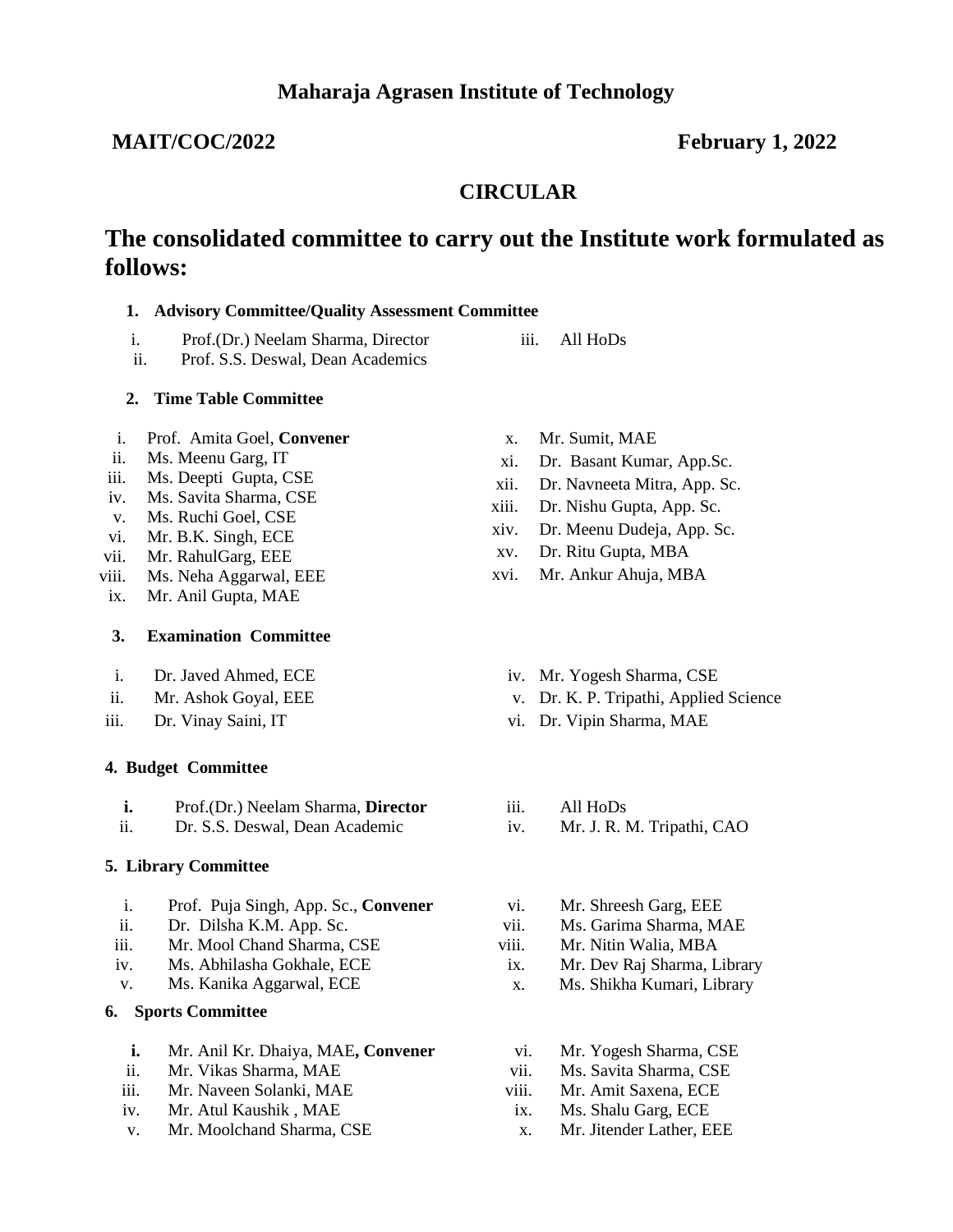# Maharaja Agrasen Institute of Technology

**MAIT/COC/2022** **February 1, 2022**

## CIRCULAR

## The consolidated committee to carry out the Institute work formulated as follows:

### 1. Advisory Committee/Quality Assessment Committee

i. Prof.(Dr.) Neelam Sharma, Director
ii. Prof. S.S. Deswal, Dean Academics
iii. All HoDs

### 2. Time Table Committee

i. Prof. Amita Goel, **Convener**
ii. Ms. Meenu Garg, IT
iii. Ms. Deepti Gupta, CSE
iv. Ms. Savita Sharma, CSE
v. Ms. Ruchi Goel, CSE
vi. Mr. B.K. Singh, ECE
vii. Mr. RahulGarg, EEE
viii. Ms. Neha Aggarwal, EEE
ix. Mr. Anil Gupta, MAE
x. Mr. Sumit, MAE
xi. Dr. Basant Kumar, App.Sc.
xii. Dr. Navneeta Mitra, App. Sc.
xiii. Dr. Nishu Gupta, App. Sc.
xiv. Dr. Meenu Dudeja, App. Sc.
xv. Dr. Ritu Gupta, MBA
xvi. Mr. Ankur Ahuja, MBA

### 3. Examination Committee

i. Dr. Javed Ahmed, ECE
ii. Mr. Ashok Goyal, EEE
iii. Dr. Vinay Saini, IT
iv. Mr. Yogesh Sharma, CSE
v. Dr. K. P. Tripathi, Applied Science
vi. Dr. Vipin Sharma, MAE

### 4. Budget Committee

**i.** Prof.(Dr.) Neelam Sharma, **Director**
ii. Dr. S.S. Deswal, Dean Academic
iii. All HoDs
iv. Mr. J. R. M. Tripathi, CAO

### 5. Library Committee

i. Prof. Puja Singh, App. Sc., **Convener**
ii. Dr. Dilsha K.M. App. Sc.
iii. Mr. Mool Chand Sharma, CSE
iv. Ms. Abhilasha Gokhale, ECE
v. Ms. Kanika Aggarwal, ECE
vi. Mr. Shreesh Garg, EEE
vii. Ms. Garima Sharma, MAE
viii. Mr. Nitin Walia, MBA
ix. Mr. Dev Raj Sharma, Library
x. Ms. Shikha Kumari, Library

### 6. Sports Committee

**i.** Mr. Anil Kr. Dhaiya, MAE**, Convener**
ii. Mr. Vikas Sharma, MAE
iii. Mr. Naveen Solanki, MAE
iv. Mr. Atul Kaushik , MAE
v. Mr. Moolchand Sharma, CSE
vi. Mr. Yogesh Sharma, CSE
vii. Ms. Savita Sharma, CSE
viii. Mr. Amit Saxena, ECE
ix. Ms. Shalu Garg, ECE
x. Mr. Jitender Lather, EEE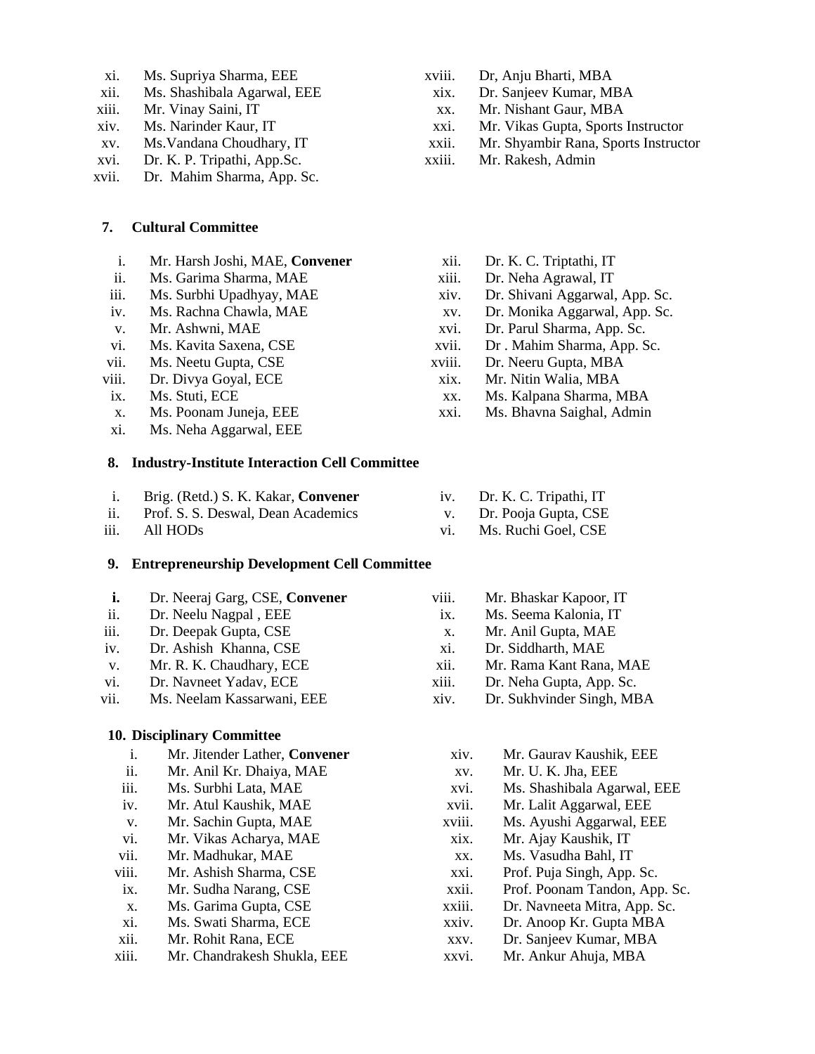xi. Ms. Supriya Sharma, EEE
xii. Ms. Shashibala Agarwal, EEE
xiii. Mr. Vinay Saini, IT
xiv. Ms. Narinder Kaur, IT
xv. Ms.Vandana Choudhary, IT
xvi. Dr. K. P. Tripathi, App.Sc.
xvii. Dr. Mahim Sharma, App. Sc.
xviii. Dr, Anju Bharti, MBA
xix. Dr. Sanjeev Kumar, MBA
xx. Mr. Nishant Gaur, MBA
xxi. Mr. Vikas Gupta, Sports Instructor
xxii. Mr. Shyambir Rana, Sports Instructor
xxiii. Mr. Rakesh, Admin

## 7. Cultural Committee

i. Mr. Harsh Joshi, MAE, **Convener**
ii. Ms. Garima Sharma, MAE
iii. Ms. Surbhi Upadhyay, MAE
iv. Ms. Rachna Chawla, MAE
v. Mr. Ashwni, MAE
vi. Ms. Kavita Saxena, CSE
vii. Ms. Neetu Gupta, CSE
viii. Dr. Divya Goyal, ECE
ix. Ms. Stuti, ECE
x. Ms. Poonam Juneja, EEE
xi. Ms. Neha Aggarwal, EEE
xii. Dr. K. C. Triptathi, IT
xiii. Dr. Neha Agrawal, IT
xiv. Dr. Shivani Aggarwal, App. Sc.
xv. Dr. Monika Aggarwal, App. Sc.
xvi. Dr. Parul Sharma, App. Sc.
xvii. Dr . Mahim Sharma, App. Sc.
xviii. Dr. Neeru Gupta, MBA
xix. Mr. Nitin Walia, MBA
xx. Ms. Kalpana Sharma, MBA
xxi. Ms. Bhavna Saighal, Admin

## 8. Industry-Institute Interaction Cell Committee

i. Brig. (Retd.) S. K. Kakar, **Convener**
ii. Prof. S. S. Deswal, Dean Academics
iii. All HODs
iv. Dr. K. C. Tripathi, IT
v. Dr. Pooja Gupta, CSE
vi. Ms. Ruchi Goel, CSE

## 9. Entrepreneurship Development Cell Committee

**i.** Dr. Neeraj Garg, CSE, **Convener**
ii. Dr. Neelu Nagpal , EEE
iii. Dr. Deepak Gupta, CSE
iv. Dr. Ashish Khanna, CSE
v. Mr. R. K. Chaudhary, ECE
vi. Dr. Navneet Yadav, ECE
vii. Ms. Neelam Kassarwani, EEE
viii. Mr. Bhaskar Kapoor, IT
ix. Ms. Seema Kalonia, IT
x. Mr. Anil Gupta, MAE
xi. Dr. Siddharth, MAE
xii. Mr. Rama Kant Rana, MAE
xiii. Dr. Neha Gupta, App. Sc.
xiv. Dr. Sukhvinder Singh, MBA

## 10. Disciplinary Committee

i. Mr. Jitender Lather, **Convener**
ii. Mr. Anil Kr. Dhaiya, MAE
iii. Ms. Surbhi Lata, MAE
iv. Mr. Atul Kaushik, MAE
v. Mr. Sachin Gupta, MAE
vi. Mr. Vikas Acharya, MAE
vii. Mr. Madhukar, MAE
viii. Mr. Ashish Sharma, CSE
ix. Mr. Sudha Narang, CSE
x. Ms. Garima Gupta, CSE
xi. Ms. Swati Sharma, ECE
xii. Mr. Rohit Rana, ECE
xiii. Mr. Chandrakesh Shukla, EEE
xiv. Mr. Gaurav Kaushik, EEE
xv. Mr. U. K. Jha, EEE
xvi. Ms. Shashibala Agarwal, EEE
xvii. Mr. Lalit Aggarwal, EEE
xviii. Ms. Ayushi Aggarwal, EEE
xix. Mr. Ajay Kaushik, IT
xx. Ms. Vasudha Bahl, IT
xxi. Prof. Puja Singh, App. Sc.
xxii. Prof. Poonam Tandon, App. Sc.
xxiii. Dr. Navneeta Mitra, App. Sc.
xxiv. Dr. Anoop Kr. Gupta MBA
xxv. Dr. Sanjeev Kumar, MBA
xxvi. Mr. Ankur Ahuja, MBA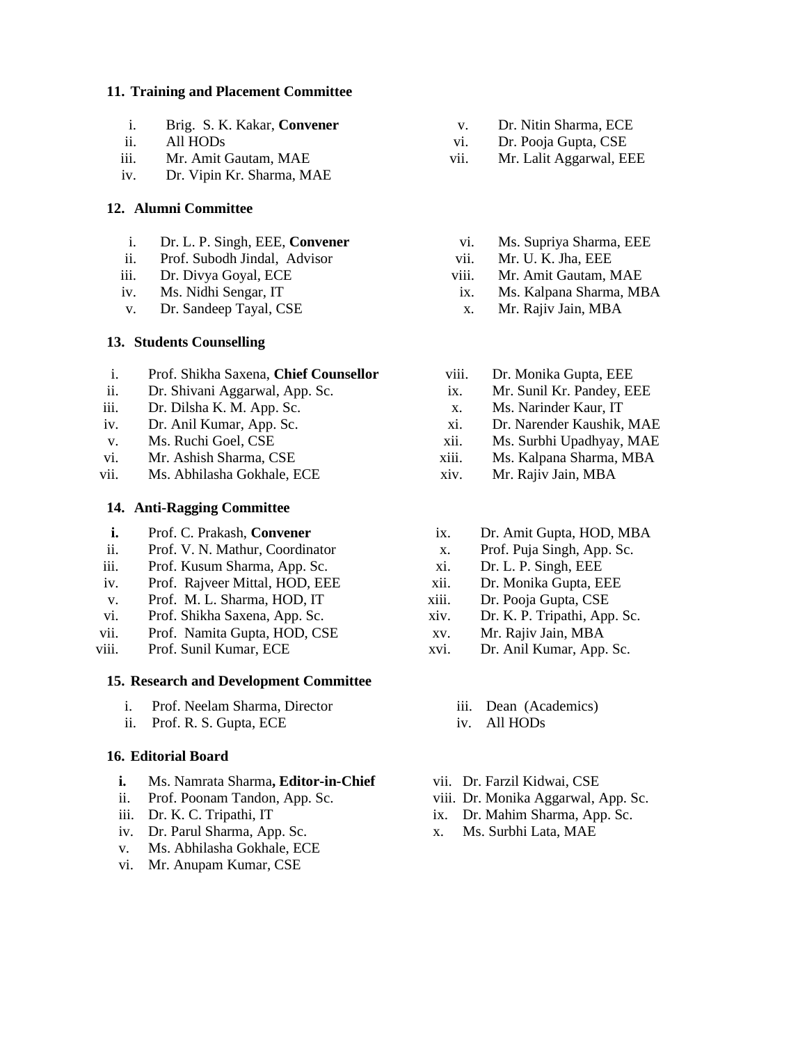## 11. Training and Placement Committee

- i. Brig. S. K. Kakar, **Convener**
- ii. All HODs
- iii. Mr. Amit Gautam, MAE
- iv. Dr. Vipin Kr. Sharma, MAE
- v. Dr. Nitin Sharma, ECE
- vi. Dr. Pooja Gupta, CSE
- vii. Mr. Lalit Aggarwal, EEE

## 12. Alumni Committee

- i. Dr. L. P. Singh, EEE, **Convener**
- ii. Prof. Subodh Jindal, Advisor
- iii. Dr. Divya Goyal, ECE
- iv. Ms. Nidhi Sengar, IT
- v. Dr. Sandeep Tayal, CSE
- vi. Ms. Supriya Sharma, EEE
- vii. Mr. U. K. Jha, EEE
- viii. Mr. Amit Gautam, MAE
- ix. Ms. Kalpana Sharma, MBA
- x. Mr. Rajiv Jain, MBA

## 13. Students Counselling

- i. Prof. Shikha Saxena, **Chief Counsellor**
- ii. Dr. Shivani Aggarwal, App. Sc.
- iii. Dr. Dilsha K. M. App. Sc.
- iv. Dr. Anil Kumar, App. Sc.
- v. Ms. Ruchi Goel, CSE
- vi. Mr. Ashish Sharma, CSE
- vii. Ms. Abhilasha Gokhale, ECE
- viii. Dr. Monika Gupta, EEE
- ix. Mr. Sunil Kr. Pandey, EEE
- x. Ms. Narinder Kaur, IT
- xi. Dr. Narender Kaushik, MAE
- xii. Ms. Surbhi Upadhyay, MAE
- xiii. Ms. Kalpana Sharma, MBA
- xiv. Mr. Rajiv Jain, MBA

## 14. Anti-Ragging Committee

- **i.** Prof. C. Prakash, **Convener**
- ii. Prof. V. N. Mathur, Coordinator
- iii. Prof. Kusum Sharma, App. Sc.
- iv. Prof. Rajveer Mittal, HOD, EEE
- v. Prof. M. L. Sharma, HOD, IT
- vi. Prof. Shikha Saxena, App. Sc.
- vii. Prof. Namita Gupta, HOD, CSE
- viii. Prof. Sunil Kumar, ECE
- ix. Dr. Amit Gupta, HOD, MBA
- x. Prof. Puja Singh, App. Sc.
- xi. Dr. L. P. Singh, EEE
- xii. Dr. Monika Gupta, EEE
- xiii. Dr. Pooja Gupta, CSE
- xiv. Dr. K. P. Tripathi, App. Sc.
- xv. Mr. Rajiv Jain, MBA
- xvi. Dr. Anil Kumar, App. Sc.

## 15. Research and Development Committee

- i. Prof. Neelam Sharma, Director
- ii. Prof. R. S. Gupta, ECE
- iii. Dean (Academics)
- iv. All HODs

## 16. Editorial Board

- **i.** Ms. Namrata Sharma**, Editor-in-Chief**
- ii. Prof. Poonam Tandon, App. Sc.
- iii. Dr. K. C. Tripathi, IT
- iv. Dr. Parul Sharma, App. Sc.
- v. Ms. Abhilasha Gokhale, ECE
- vi. Mr. Anupam Kumar, CSE
- vii. Dr. Farzil Kidwai, CSE
- viii. Dr. Monika Aggarwal, App. Sc.
- ix. Dr. Mahim Sharma, App. Sc.
- x. Ms. Surbhi Lata, MAE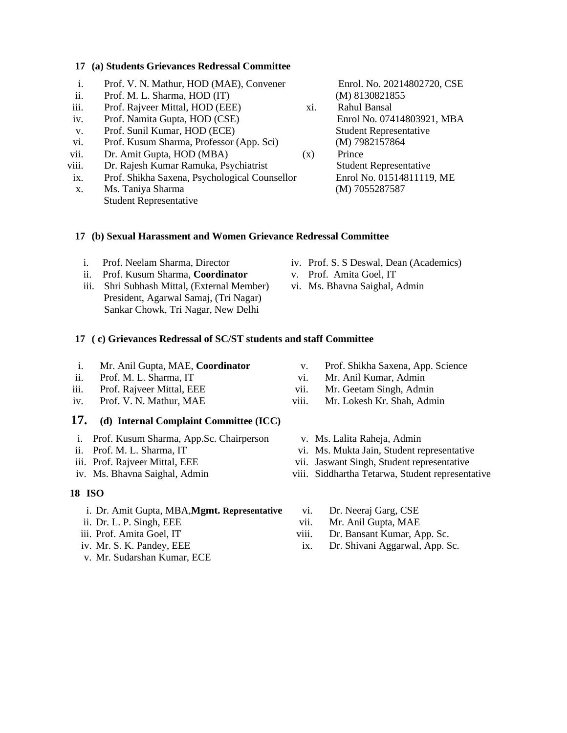### 17 (a) Students Grievances Redressal Committee

- i. Prof. V. N. Mathur, HOD (MAE), Convener
- ii. Prof. M. L. Sharma, HOD (IT)
- iii. Prof. Rajveer Mittal, HOD (EEE)
- iv. Prof. Namita Gupta, HOD (CSE)
- v. Prof. Sunil Kumar, HOD (ECE)
- vi. Prof. Kusum Sharma, Professor (App. Sci)
- vii. Dr. Amit Gupta, HOD (MBA)
- viii. Dr. Rajesh Kumar Ramuka, Psychiatrist
- ix. Prof. Shikha Saxena, Psychological Counsellor
- x. Ms. Taniya Sharma
  Student Representative
  Enrol. No. 20214802720, CSE
  (M) 8130821855
- xi. Rahul Bansal
  Enrol No. 07414803921, MBA
  Student Representative
  (M) 7982157864
- (x) Prince
  Student Representative
  Enrol No. 01514811119, ME
  (M) 7055287587

### 17 (b) Sexual Harassment and Women Grievance Redressal Committee

- i. Prof. Neelam Sharma, Director
- ii. Prof. Kusum Sharma, **Coordinator**
- iii. Shri Subhash Mittal, (External Member)
  President, Agarwal Samaj, (Tri Nagar)
  Sankar Chowk, Tri Nagar, New Delhi
- iv. Prof. S. S Deswal, Dean (Academics)
- v. Prof. Amita Goel, IT
- vi. Ms. Bhavna Saighal, Admin

### 17 ( c) Grievances Redressal of SC/ST students and staff Committee

- i. Mr. Anil Gupta, MAE, **Coordinator**
- ii. Prof. M. L. Sharma, IT
- iii. Prof. Rajveer Mittal, EEE
- iv. Prof. V. N. Mathur, MAE
- v. Prof. Shikha Saxena, App. Science
- vi. Mr. Anil Kumar, Admin
- vii. Mr. Geetam Singh, Admin
- viii. Mr. Lokesh Kr. Shah, Admin

### 17. (d) Internal Complaint Committee (ICC)

- i. Prof. Kusum Sharma, App.Sc. Chairperson
- ii. Prof. M. L. Sharma, IT
- iii. Prof. Rajveer Mittal, EEE
- iv. Ms. Bhavna Saighal, Admin
- v. Ms. Lalita Raheja, Admin
- vi. Ms. Mukta Jain, Student representative
- vii. Jaswant Singh, Student representative
- viii. Siddhartha Tetarwa, Student representative

### 18 ISO

- i. Dr. Amit Gupta, MBA,**Mgmt. Representative**
- ii. Dr. L. P. Singh, EEE
- iii. Prof. Amita Goel, IT
- iv. Mr. S. K. Pandey, EEE
- v. Mr. Sudarshan Kumar, ECE
- vi. Dr. Neeraj Garg, CSE
- vii. Mr. Anil Gupta, MAE
- viii. Dr. Bansant Kumar, App. Sc.
- ix. Dr. Shivani Aggarwal, App. Sc.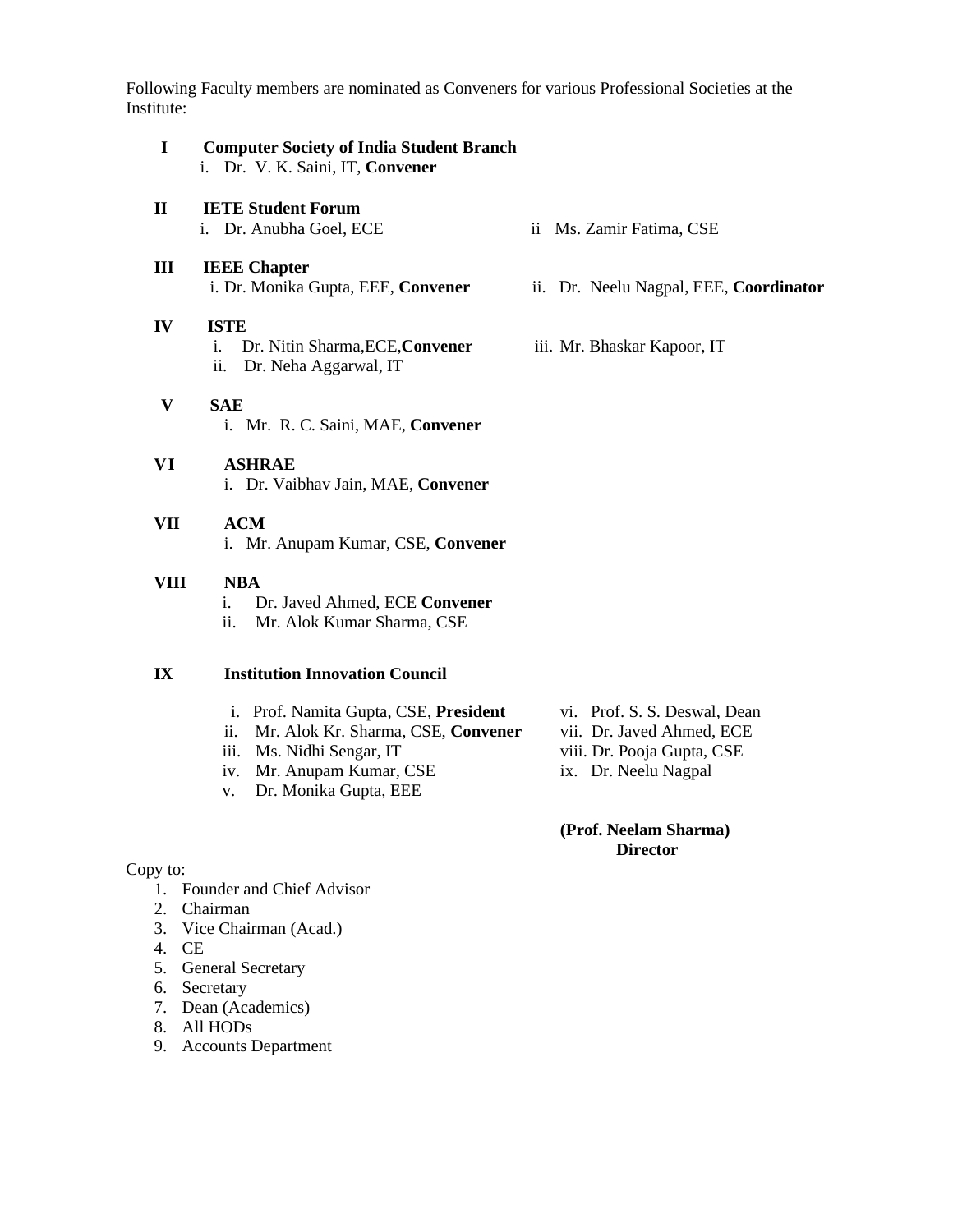Following Faculty members are nominated as Conveners for various Professional Societies at the Institute:

**I Computer Society of India Student Branch**

i. Dr. V. K. Saini, IT, **Convener**

**II IETE Student Forum**

i. Dr. Anubha Goel, ECE

ii Ms. Zamir Fatima, CSE

**III IEEE Chapter**

i. Dr. Monika Gupta, EEE, **Convener**

ii. Dr. Neelu Nagpal, EEE, **Coordinator**

**IV ISTE**

i. Dr. Nitin Sharma,ECE,**Convener**

ii. Dr. Neha Aggarwal, IT

iii. Mr. Bhaskar Kapoor, IT

**V SAE**

i. Mr. R. C. Saini, MAE, **Convener**

**VI ASHRAE**

i. Dr. Vaibhav Jain, MAE, **Convener**

**VII ACM**

i. Mr. Anupam Kumar, CSE, **Convener**

**VIII NBA**

i. Dr. Javed Ahmed, ECE **Convener**

ii. Mr. Alok Kumar Sharma, CSE

**IX Institution Innovation Council**

i. Prof. Namita Gupta, CSE, **President**

ii. Mr. Alok Kr. Sharma, CSE, **Convener**

iii. Ms. Nidhi Sengar, IT

iv. Mr. Anupam Kumar, CSE

v. Dr. Monika Gupta, EEE

vi. Prof. S. S. Deswal, Dean

vii. Dr. Javed Ahmed, ECE

viii. Dr. Pooja Gupta, CSE

ix. Dr. Neelu Nagpal

**(Prof. Neelam Sharma)**
**Director**

Copy to:

1. Founder and Chief Advisor
2. Chairman
3. Vice Chairman (Acad.)
4. CE
5. General Secretary
6. Secretary
7. Dean (Academics)
8. All HODs
9. Accounts Department